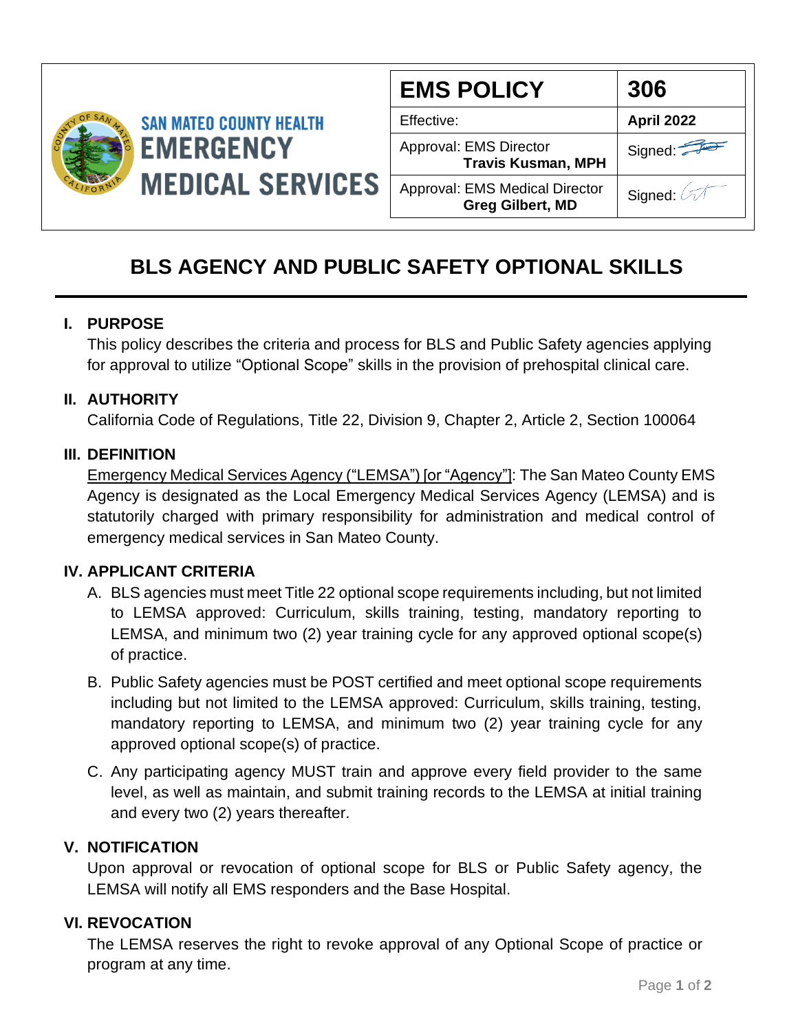SAN MATEO COUNTY HEALTH
EMERGENCY MEDICAL SERVICES

| EMS POLICY | 306 |
| --- | --- |
| Effective: | April 2022 |
| Approval: EMS Director **Travis Kusman, MPH** | Signed: |
| Approval: EMS Medical Director **Greg Gilbert, MD** | Signed: |

# BLS AGENCY AND PUBLIC SAFETY OPTIONAL SKILLS

## I. PURPOSE

This policy describes the criteria and process for BLS and Public Safety agencies applying for approval to utilize "Optional Scope" skills in the provision of prehospital clinical care.

## II. AUTHORITY

California Code of Regulations, Title 22, Division 9, Chapter 2, Article 2, Section 100064

## III. DEFINITION

Emergency Medical Services Agency ("LEMSA") [or "Agency"]: The San Mateo County EMS Agency is designated as the Local Emergency Medical Services Agency (LEMSA) and is statutorily charged with primary responsibility for administration and medical control of emergency medical services in San Mateo County.

## IV. APPLICANT CRITERIA

A. BLS agencies must meet Title 22 optional scope requirements including, but not limited to LEMSA approved: Curriculum, skills training, testing, mandatory reporting to LEMSA, and minimum two (2) year training cycle for any approved optional scope(s) of practice.

B. Public Safety agencies must be POST certified and meet optional scope requirements including but not limited to the LEMSA approved: Curriculum, skills training, testing, mandatory reporting to LEMSA, and minimum two (2) year training cycle for any approved optional scope(s) of practice.

C. Any participating agency MUST train and approve every field provider to the same level, as well as maintain, and submit training records to the LEMSA at initial training and every two (2) years thereafter.

## V. NOTIFICATION

Upon approval or revocation of optional scope for BLS or Public Safety agency, the LEMSA will notify all EMS responders and the Base Hospital.

## VI. REVOCATION

The LEMSA reserves the right to revoke approval of any Optional Scope of practice or program at any time.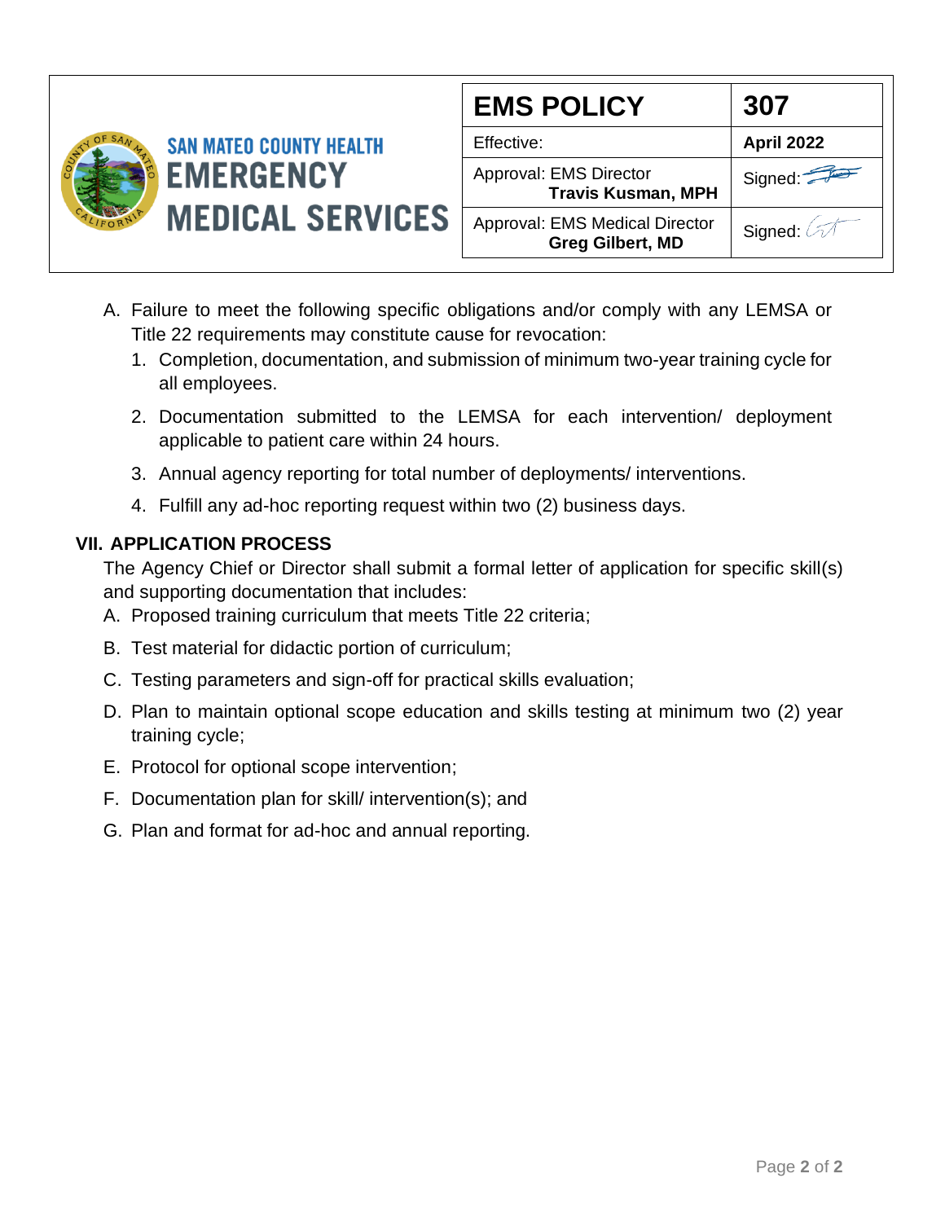| | | |
|---|---|---|
| **SAN MATEO COUNTY HEALTH EMERGENCY MEDICAL SERVICES** | **EMS POLICY** | **307** |
| | Effective: | **April 2022** |
| | Approval: EMS Director **Travis Kusman, MPH** | Signed: |
| | Approval: EMS Medical Director **Greg Gilbert, MD** | Signed: |

A. Failure to meet the following specific obligations and/or comply with any LEMSA or Title 22 requirements may constitute cause for revocation:
   1. Completion, documentation, and submission of minimum two-year training cycle for all employees.
   2. Documentation submitted to the LEMSA for each intervention/ deployment applicable to patient care within 24 hours.
   3. Annual agency reporting for total number of deployments/ interventions.
   4. Fulfill any ad-hoc reporting request within two (2) business days.

## VII. APPLICATION PROCESS

The Agency Chief or Director shall submit a formal letter of application for specific skill(s) and supporting documentation that includes:

A. Proposed training curriculum that meets Title 22 criteria;

B. Test material for didactic portion of curriculum;

C. Testing parameters and sign-off for practical skills evaluation;

D. Plan to maintain optional scope education and skills testing at minimum two (2) year training cycle;

E. Protocol for optional scope intervention;

F. Documentation plan for skill/ intervention(s); and

G. Plan and format for ad-hoc and annual reporting.